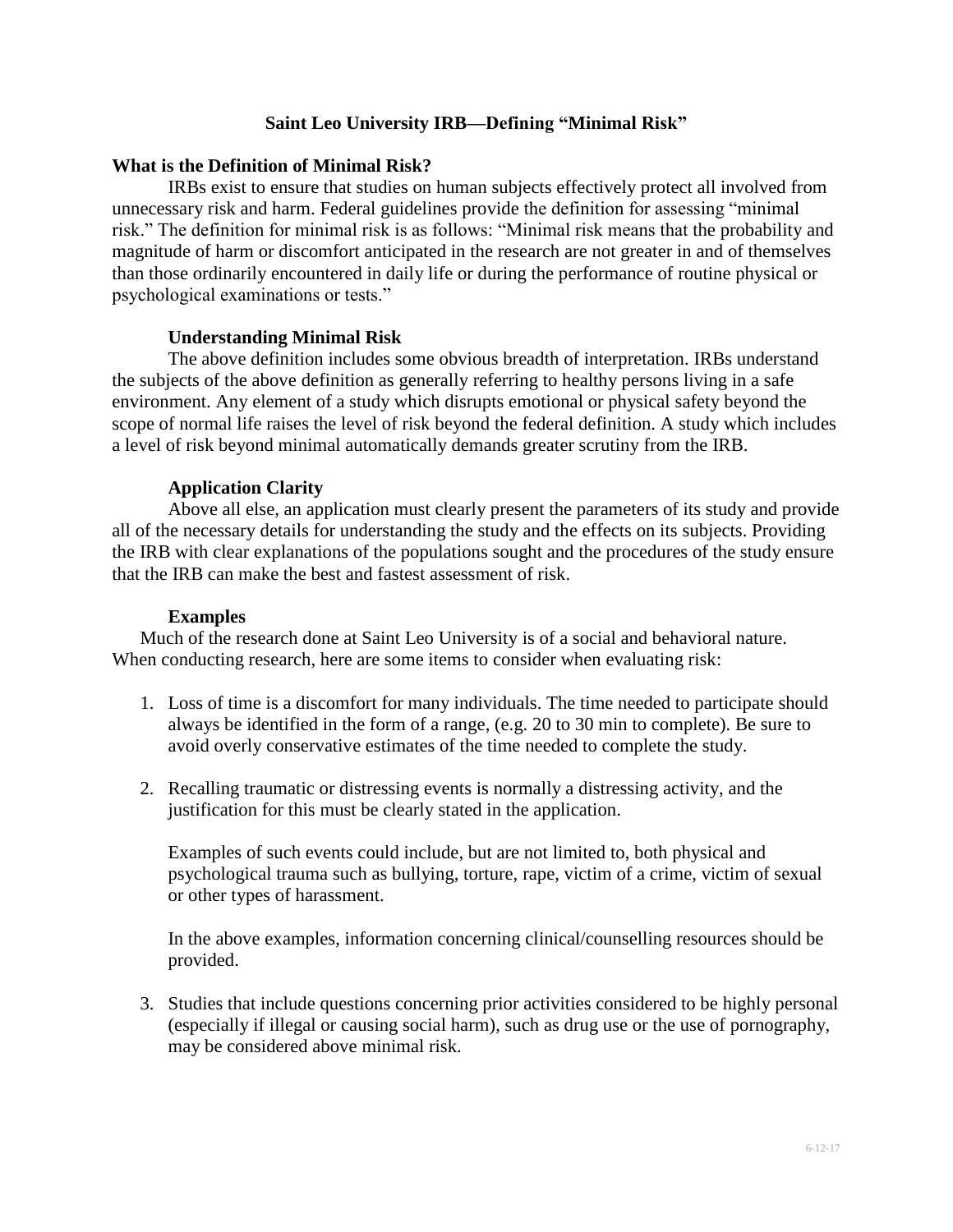# Saint Leo University IRB—Defining "Minimal Risk"

## What is the Definition of Minimal Risk?

IRBs exist to ensure that studies on human subjects effectively protect all involved from unnecessary risk and harm. Federal guidelines provide the definition for assessing "minimal risk." The definition for minimal risk is as follows: "Minimal risk means that the probability and magnitude of harm or discomfort anticipated in the research are not greater in and of themselves than those ordinarily encountered in daily life or during the performance of routine physical or psychological examinations or tests."

### Understanding Minimal Risk

The above definition includes some obvious breadth of interpretation. IRBs understand the subjects of the above definition as generally referring to healthy persons living in a safe environment. Any element of a study which disrupts emotional or physical safety beyond the scope of normal life raises the level of risk beyond the federal definition. A study which includes a level of risk beyond minimal automatically demands greater scrutiny from the IRB.

### Application Clarity

Above all else, an application must clearly present the parameters of its study and provide all of the necessary details for understanding the study and the effects on its subjects. Providing the IRB with clear explanations of the populations sought and the procedures of the study ensure that the IRB can make the best and fastest assessment of risk.

### Examples

Much of the research done at Saint Leo University is of a social and behavioral nature. When conducting research, here are some items to consider when evaluating risk:

1. Loss of time is a discomfort for many individuals. The time needed to participate should always be identified in the form of a range, (e.g. 20 to 30 min to complete). Be sure to avoid overly conservative estimates of the time needed to complete the study.

2. Recalling traumatic or distressing events is normally a distressing activity, and the justification for this must be clearly stated in the application.

   Examples of such events could include, but are not limited to, both physical and psychological trauma such as bullying, torture, rape, victim of a crime, victim of sexual or other types of harassment.

   In the above examples, information concerning clinical/counselling resources should be provided.

3. Studies that include questions concerning prior activities considered to be highly personal (especially if illegal or causing social harm), such as drug use or the use of pornography, may be considered above minimal risk.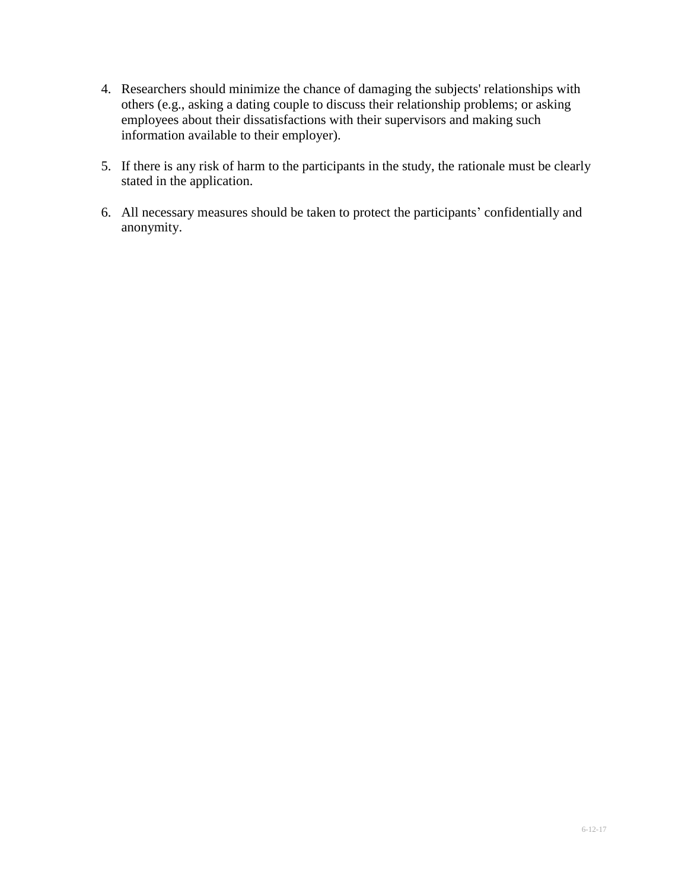4. Researchers should minimize the chance of damaging the subjects' relationships with others (e.g., asking a dating couple to discuss their relationship problems; or asking employees about their dissatisfactions with their supervisors and making such information available to their employer).

5. If there is any risk of harm to the participants in the study, the rationale must be clearly stated in the application.

6. All necessary measures should be taken to protect the participants' confidentially and anonymity.